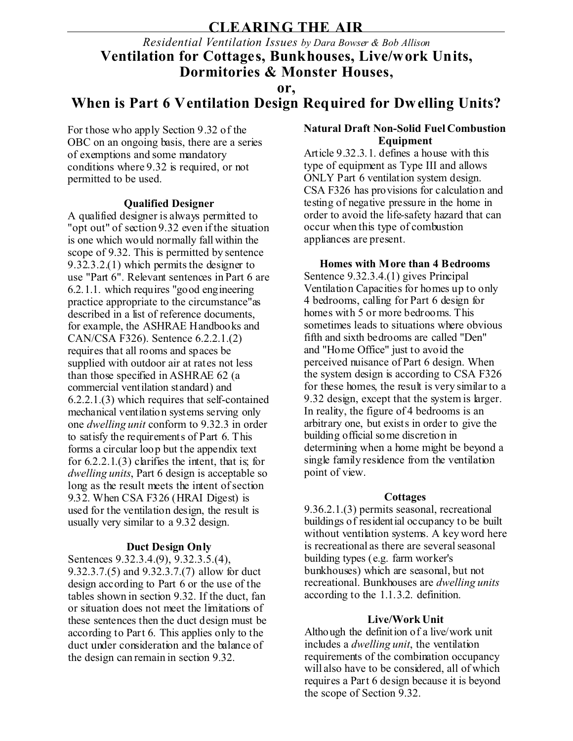# CLEARING THE AIR

*Residential Ventilation Issues by Dara Bowser & Bob Allison*

## Ventilation for Cottages, Bunkhouses, Live/work Units, Dormitories & Monster Houses,

## or,

## When is Part 6 Ventilation Design Required for Dwelling Units?

For those who apply Section 9.32 of the OBC on an ongoing basis, there are a series of exemptions and some mandatory conditions where 9.32 is required, or not permitted to be used.

### Qualified Designer

A qualified designer is always permitted to "opt out" of section 9.32 even if the situation is one which would normally fall within the scope of 9.32. This is permitted by sentence 9.32.3.2.(1) which permits the designer to use "Part 6". Relevant sentences in Part 6 are 6.2.1.1. which requires "good engineering practice appropriate to the circumstance"as described in a list of reference documents, for example, the ASHRAE Handbooks and CAN/CSA F326). Sentence 6.2.2.1.(2) requires that all rooms and spaces be supplied with outdoor air at rates not less than those specified in ASHRAE 62 (a commercial ventilation standard) and 6.2.2.1.(3) which requires that self-contained mechanical ventilation systems serving only one *dwelling unit* conform to 9.32.3 in order to satisfy the requirements of Part 6. This forms a circular loop but the appendix text for 6.2.2.1.(3) clarifies the intent, that is; for *dwelling units*, Part 6 design is acceptable so long as the result meets the intent of section 9.32. When CSA F326 (HRAI Digest) is used for the ventilation design, the result is usually very similar to a 9.32 design.

### Duct Design Only

Sentences 9.32.3.4.(9), 9.32.3.5.(4), 9.32.3.7.(5) and 9.32.3.7.(7) allow for duct design according to Part 6 or the use of the tables shown in section 9.32. If the duct, fan or situation does not meet the limitations of these sentences then the duct design must be according to Part 6. This applies only to the duct under consideration and the balance of the design can remain in section 9.32.

### Natural Draft Non-Solid Fuel Combustion Equipment

Article 9.32.3.1. defines a house with this type of equipment as Type III and allows ONLY Part 6 ventilation system design. CSA F326 has provisions for calculation and testing of negative pressure in the home in order to avoid the life-safety hazard that can occur when this type of combustion appliances are present.

### Homes with More than 4 Bedrooms

Sentence 9.32.3.4.(1) gives Principal Ventilation Capacities for homes up to only 4 bedrooms, calling for Part 6 design for homes with 5 or more bedrooms. This sometimes leads to situations where obvious fifth and sixth bedrooms are called "Den" and "Home Office" just to avoid the perceived nuisance of Part 6 design. When the system design is according to CSA F326 for these homes, the result is very similar to a 9.32 design, except that the system is larger. In reality, the figure of 4 bedrooms is an arbitrary one, but exists in order to give the building official some discretion in determining when a home might be beyond a single family residence from the ventilation point of view.

### Cottages

9.36.2.1.(3) permits seasonal, recreational buildings of residential occupancy to be built without ventilation systems. A key word here is recreational as there are several seasonal building types (e.g. farm worker's bunkhouses) which are seasonal, but not recreational. Bunkhouses are *dwelling units* according to the 1.1.3.2. definition.

### Live/Work Unit

Although the definition of a live/work unit includes a *dwelling unit*, the ventilation requirements of the combination occupancy will also have to be considered, all of which requires a Part 6 design because it is beyond the scope of Section 9.32.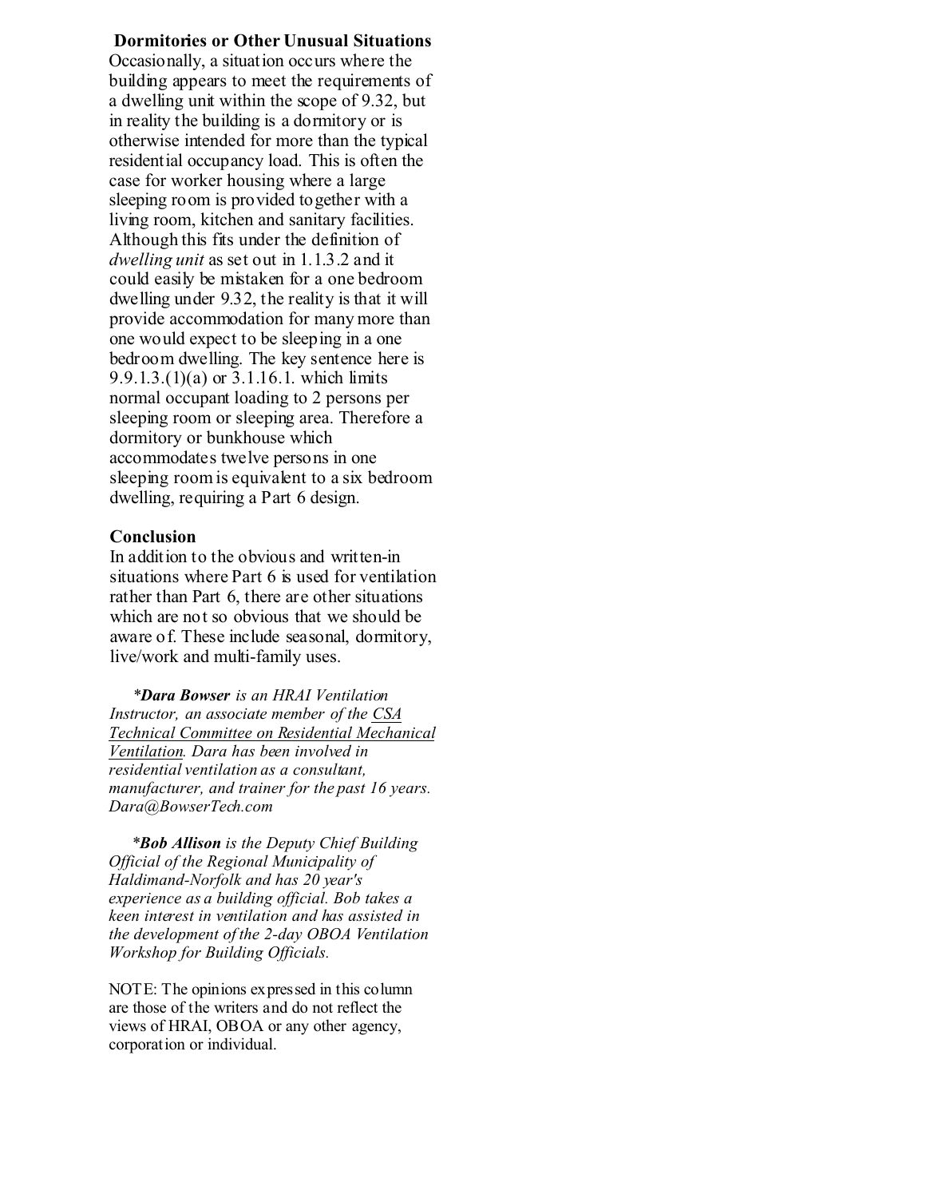**Dormitories or Other Unusual Situations**

Occasionally, a situation occurs where the building appears to meet the requirements of a dwelling unit within the scope of 9.32, but in reality the building is a dormitory or is otherwise intended for more than the typical residential occupancy load. This is often the case for worker housing where a large sleeping room is provided together with a living room, kitchen and sanitary facilities. Although this fits under the definition of *dwelling unit* as set out in 1.1.3.2 and it could easily be mistaken for a one bedroom dwelling under 9.32, the reality is that it will provide accommodation for many more than one would expect to be sleeping in a one bedroom dwelling. The key sentence here is 9.9.1.3.(1)(a) or 3.1.16.1. which limits normal occupant loading to 2 persons per sleeping room or sleeping area. Therefore a dormitory or bunkhouse which accommodates twelve persons in one sleeping room is equivalent to a six bedroom dwelling, requiring a Part 6 design.

**Conclusion**

In addition to the obvious and written-in situations where Part 6 is used for ventilation rather than Part 6, there are other situations which are not so obvious that we should be aware of. These include seasonal, dormitory, live/work and multi-family uses.

*\*Dara Bowser is an HRAI Ventilation Instructor, an associate member of the CSA Technical Committee on Residential Mechanical Ventilation. Dara has been involved in residential ventilation as a consultant, manufacturer, and trainer for the past 16 years. Dara@BowserTech.com*

*\*Bob Allison is the Deputy Chief Building Official of the Regional Municipality of Haldimand-Norfolk and has 20 year's experience as a building official. Bob takes a keen interest in ventilation and has assisted in the development of the 2-day OBOA Ventilation Workshop for Building Officials.*

NOTE: The opinions expressed in this column are those of the writers and do not reflect the views of HRAI, OBOA or any other agency, corporation or individual.